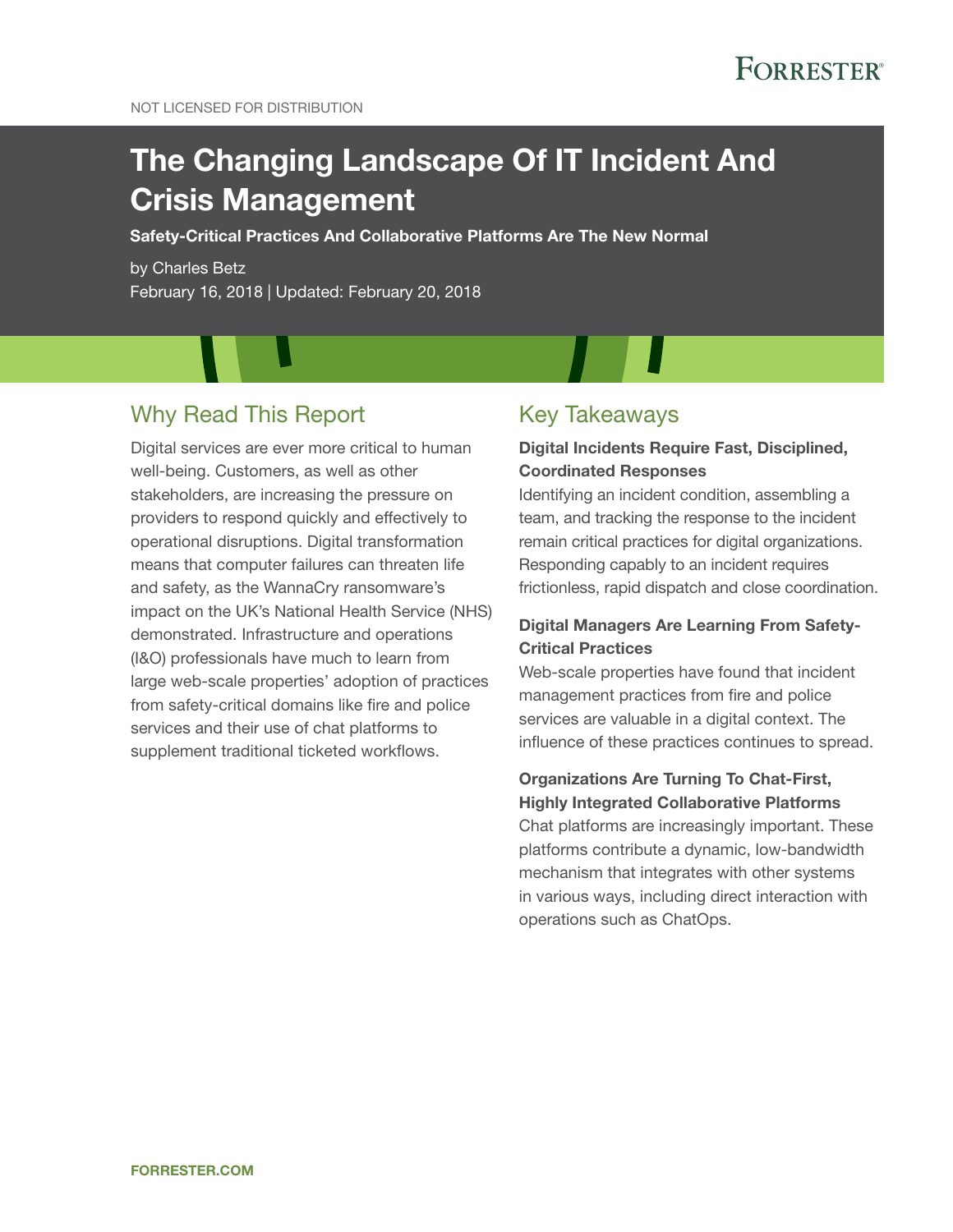NOT LICENSED FOR DISTRIBUTION

# The Changing Landscape Of IT Incident And Crisis Management

**Safety-Critical Practices And Collaborative Platforms Are The New Normal**

by Charles Betz

February 16, 2018 | Updated: February 20, 2018

## Why Read This Report

Digital services are ever more critical to human well-being. Customers, as well as other stakeholders, are increasing the pressure on providers to respond quickly and effectively to operational disruptions. Digital transformation means that computer failures can threaten life and safety, as the WannaCry ransomware's impact on the UK's National Health Service (NHS) demonstrated. Infrastructure and operations (I&O) professionals have much to learn from large web-scale properties' adoption of practices from safety-critical domains like fire and police services and their use of chat platforms to supplement traditional ticketed workflows.

## Key Takeaways

**Digital Incidents Require Fast, Disciplined, Coordinated Responses**

Identifying an incident condition, assembling a team, and tracking the response to the incident remain critical practices for digital organizations. Responding capably to an incident requires frictionless, rapid dispatch and close coordination.

**Digital Managers Are Learning From Safety-Critical Practices**

Web-scale properties have found that incident management practices from fire and police services are valuable in a digital context. The influence of these practices continues to spread.

**Organizations Are Turning To Chat-First, Highly Integrated Collaborative Platforms**

Chat platforms are increasingly important. These platforms contribute a dynamic, low-bandwidth mechanism that integrates with other systems in various ways, including direct interaction with operations such as ChatOps.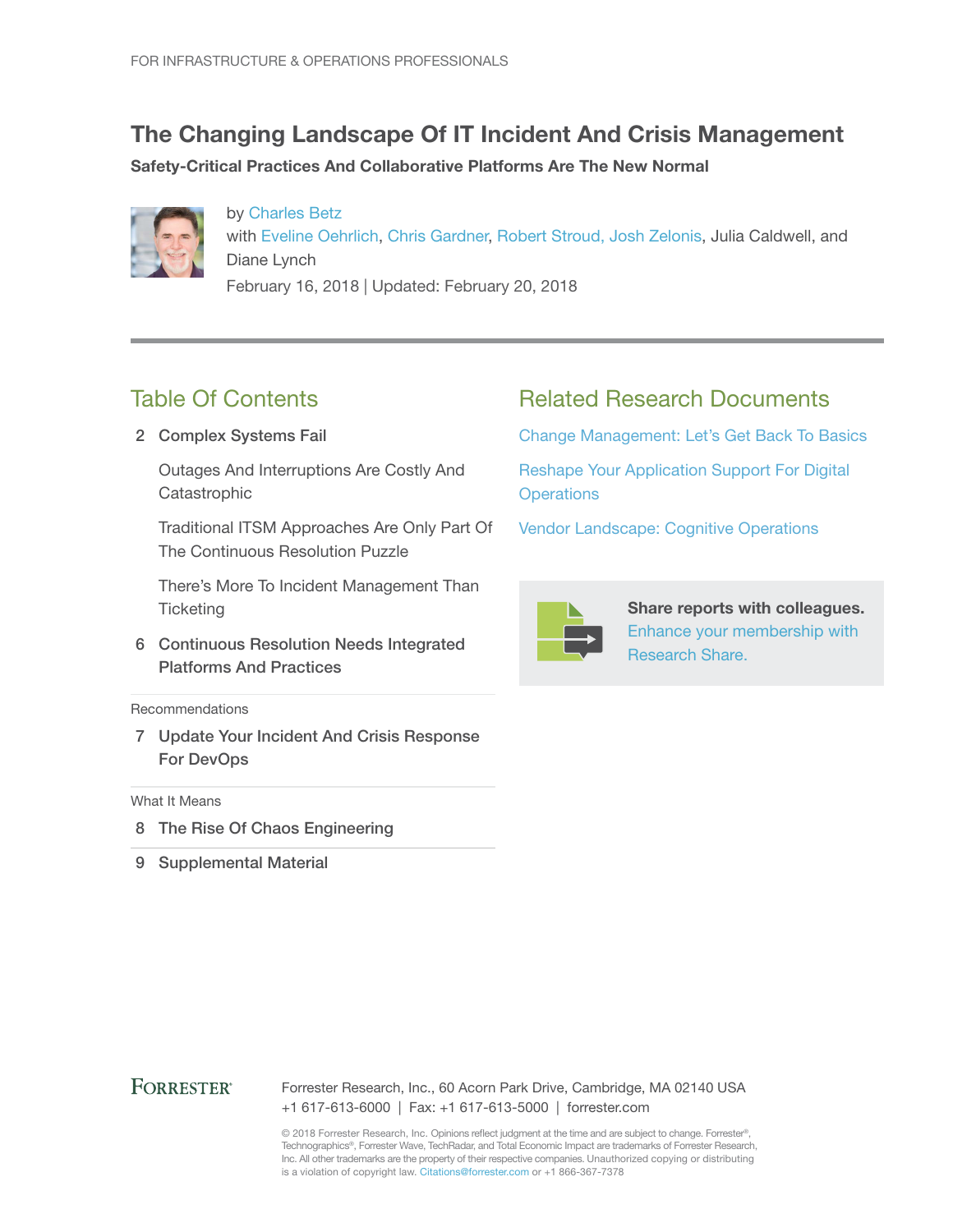FOR INFRASTRUCTURE & OPERATIONS PROFESSIONALS

# The Changing Landscape Of IT Incident And Crisis Management

**Safety-Critical Practices And Collaborative Platforms Are The New Normal**

by Charles Betz
with Eveline Oehrlich, Chris Gardner, Robert Stroud, Josh Zelonis, Julia Caldwell, and Diane Lynch
February 16, 2018 | Updated: February 20, 2018

## Table Of Contents

2 **Complex Systems Fail**

- Outages And Interruptions Are Costly And Catastrophic
- Traditional ITSM Approaches Are Only Part Of The Continuous Resolution Puzzle
- There's More To Incident Management Than Ticketing

6 **Continuous Resolution Needs Integrated Platforms And Practices**

Recommendations

7 **Update Your Incident And Crisis Response For DevOps**

What It Means

8 **The Rise Of Chaos Engineering**

9 **Supplemental Material**

## Related Research Documents

Change Management: Let's Get Back To Basics

Reshape Your Application Support For Digital Operations

Vendor Landscape: Cognitive Operations

**Share reports with colleagues.** Enhance your membership with Research Share.

FORRESTER®

Forrester Research, Inc., 60 Acorn Park Drive, Cambridge, MA 02140 USA
+1 617-613-6000 | Fax: +1 617-613-5000 | forrester.com

© 2018 Forrester Research, Inc. Opinions reflect judgment at the time and are subject to change. Forrester®, Technographics®, Forrester Wave, TechRadar, and Total Economic Impact are trademarks of Forrester Research, Inc. All other trademarks are the property of their respective companies. Unauthorized copying or distributing is a violation of copyright law. Citations@forrester.com or +1 866-367-7378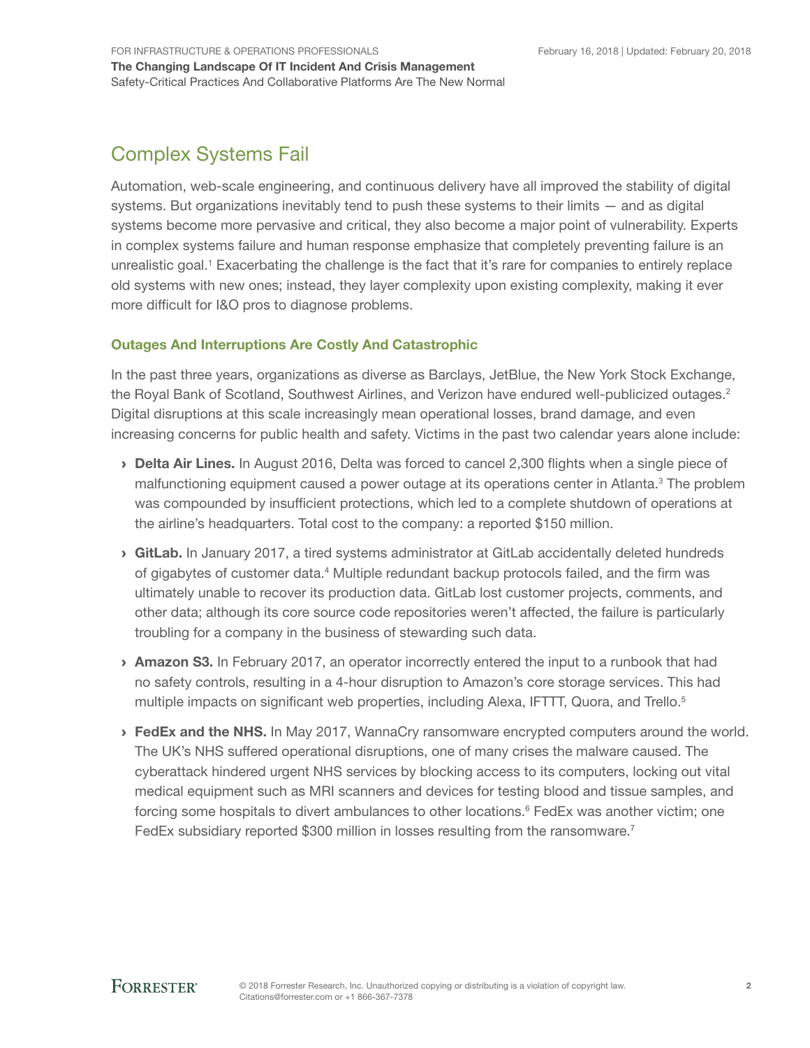## Complex Systems Fail

Automation, web-scale engineering, and continuous delivery have all improved the stability of digital systems. But organizations inevitably tend to push these systems to their limits — and as digital systems become more pervasive and critical, they also become a major point of vulnerability. Experts in complex systems failure and human response emphasize that completely preventing failure is an unrealistic goal.[1] Exacerbating the challenge is the fact that it's rare for companies to entirely replace old systems with new ones; instead, they layer complexity upon existing complexity, making it ever more difficult for I&O pros to diagnose problems.

### Outages And Interruptions Are Costly And Catastrophic

In the past three years, organizations as diverse as Barclays, JetBlue, the New York Stock Exchange, the Royal Bank of Scotland, Southwest Airlines, and Verizon have endured well-publicized outages.[2] Digital disruptions at this scale increasingly mean operational losses, brand damage, and even increasing concerns for public health and safety. Victims in the past two calendar years alone include:

- **Delta Air Lines.** In August 2016, Delta was forced to cancel 2,300 flights when a single piece of malfunctioning equipment caused a power outage at its operations center in Atlanta.[3] The problem was compounded by insufficient protections, which led to a complete shutdown of operations at the airline's headquarters. Total cost to the company: a reported $150 million.
- **GitLab.** In January 2017, a tired systems administrator at GitLab accidentally deleted hundreds of gigabytes of customer data.[4] Multiple redundant backup protocols failed, and the firm was ultimately unable to recover its production data. GitLab lost customer projects, comments, and other data; although its core source code repositories weren't affected, the failure is particularly troubling for a company in the business of stewarding such data.
- **Amazon S3.** In February 2017, an operator incorrectly entered the input to a runbook that had no safety controls, resulting in a 4-hour disruption to Amazon's core storage services. This had multiple impacts on significant web properties, including Alexa, IFTTT, Quora, and Trello.[5]
- **FedEx and the NHS.** In May 2017, WannaCry ransomware encrypted computers around the world. The UK's NHS suffered operational disruptions, one of many crises the malware caused. The cyberattack hindered urgent NHS services by blocking access to its computers, locking out vital medical equipment such as MRI scanners and devices for testing blood and tissue samples, and forcing some hospitals to divert ambulances to other locations.[6] FedEx was another victim; one FedEx subsidiary reported $300 million in losses resulting from the ransomware.[7]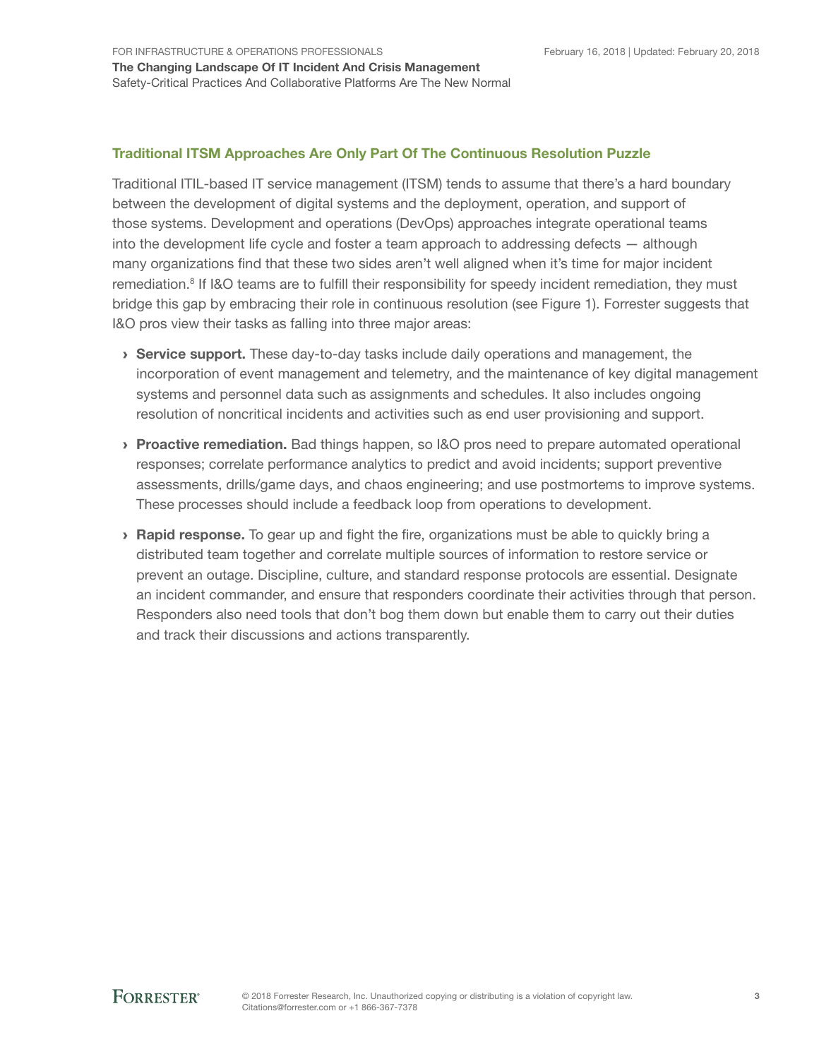## Traditional ITSM Approaches Are Only Part Of The Continuous Resolution Puzzle

Traditional ITIL-based IT service management (ITSM) tends to assume that there's a hard boundary between the development of digital systems and the deployment, operation, and support of those systems. Development and operations (DevOps) approaches integrate operational teams into the development life cycle and foster a team approach to addressing defects — although many organizations find that these two sides aren't well aligned when it's time for major incident remediation.[8] If I&O teams are to fulfill their responsibility for speedy incident remediation, they must bridge this gap by embracing their role in continuous resolution (see Figure 1). Forrester suggests that I&O pros view their tasks as falling into three major areas:

- **Service support.** These day-to-day tasks include daily operations and management, the incorporation of event management and telemetry, and the maintenance of key digital management systems and personnel data such as assignments and schedules. It also includes ongoing resolution of noncritical incidents and activities such as end user provisioning and support.
- **Proactive remediation.** Bad things happen, so I&O pros need to prepare automated operational responses; correlate performance analytics to predict and avoid incidents; support preventive assessments, drills/game days, and chaos engineering; and use postmortems to improve systems. These processes should include a feedback loop from operations to development.
- **Rapid response.** To gear up and fight the fire, organizations must be able to quickly bring a distributed team together and correlate multiple sources of information to restore service or prevent an outage. Discipline, culture, and standard response protocols are essential. Designate an incident commander, and ensure that responders coordinate their activities through that person. Responders also need tools that don't bog them down but enable them to carry out their duties and track their discussions and actions transparently.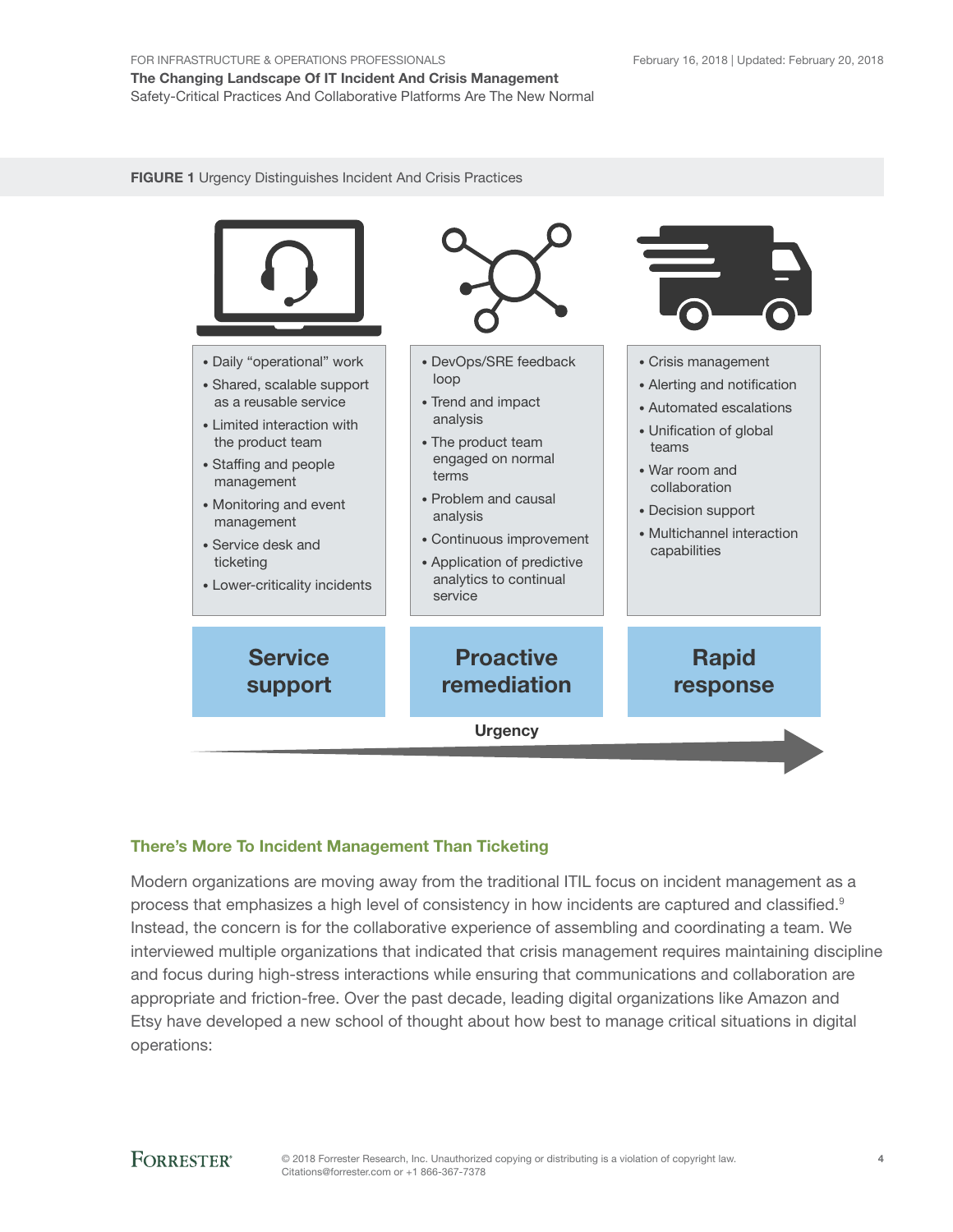**FIGURE 1** Urgency Distinguishes Incident And Crisis Practices

| Service support | Proactive remediation | Rapid response |
| --- | --- | --- |
| • Daily "operational" work<br>• Shared, scalable support as a reusable service<br>• Limited interaction with the product team<br>• Staffing and people management<br>• Monitoring and event management<br>• Service desk and ticketing<br>• Lower-criticality incidents | • DevOps/SRE feedback loop<br>• Trend and impact analysis<br>• The product team engaged on normal terms<br>• Problem and causal analysis<br>• Continuous improvement<br>• Application of predictive analytics to continual service | • Crisis management<br>• Alerting and notification<br>• Automated escalations<br>• Unification of global teams<br>• War room and collaboration<br>• Decision support<br>• Multichannel interaction capabilities |

Urgency →

## There's More To Incident Management Than Ticketing

Modern organizations are moving away from the traditional ITIL focus on incident management as a process that emphasizes a high level of consistency in how incidents are captured and classified.[9] Instead, the concern is for the collaborative experience of assembling and coordinating a team. We interviewed multiple organizations that indicated that crisis management requires maintaining discipline and focus during high-stress interactions while ensuring that communications and collaboration are appropriate and friction-free. Over the past decade, leading digital organizations like Amazon and Etsy have developed a new school of thought about how best to manage critical situations in digital operations: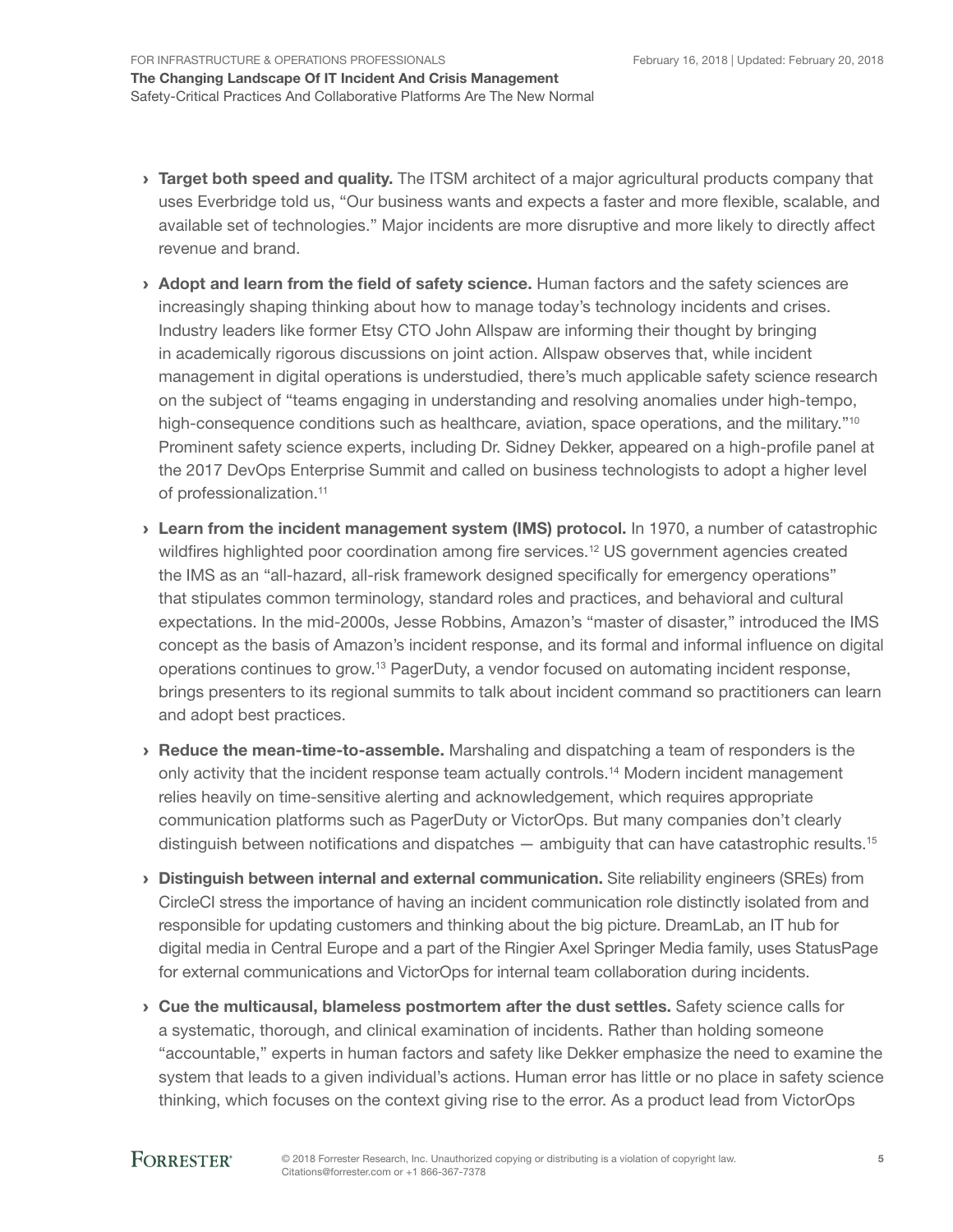- **Target both speed and quality.** The ITSM architect of a major agricultural products company that uses Everbridge told us, "Our business wants and expects a faster and more flexible, scalable, and available set of technologies." Major incidents are more disruptive and more likely to directly affect revenue and brand.

- **Adopt and learn from the field of safety science.** Human factors and the safety sciences are increasingly shaping thinking about how to manage today's technology incidents and crises. Industry leaders like former Etsy CTO John Allspaw are informing their thought by bringing in academically rigorous discussions on joint action. Allspaw observes that, while incident management in digital operations is understudied, there's much applicable safety science research on the subject of "teams engaging in understanding and resolving anomalies under high-tempo, high-consequence conditions such as healthcare, aviation, space operations, and the military."[10] Prominent safety science experts, including Dr. Sidney Dekker, appeared on a high-profile panel at the 2017 DevOps Enterprise Summit and called on business technologists to adopt a higher level of professionalization.[11]

- **Learn from the incident management system (IMS) protocol.** In 1970, a number of catastrophic wildfires highlighted poor coordination among fire services.[12] US government agencies created the IMS as an "all-hazard, all-risk framework designed specifically for emergency operations" that stipulates common terminology, standard roles and practices, and behavioral and cultural expectations. In the mid-2000s, Jesse Robbins, Amazon's "master of disaster," introduced the IMS concept as the basis of Amazon's incident response, and its formal and informal influence on digital operations continues to grow.[13] PagerDuty, a vendor focused on automating incident response, brings presenters to its regional summits to talk about incident command so practitioners can learn and adopt best practices.

- **Reduce the mean-time-to-assemble.** Marshaling and dispatching a team of responders is the only activity that the incident response team actually controls.[14] Modern incident management relies heavily on time-sensitive alerting and acknowledgement, which requires appropriate communication platforms such as PagerDuty or VictorOps. But many companies don't clearly distinguish between notifications and dispatches — ambiguity that can have catastrophic results.[15]

- **Distinguish between internal and external communication.** Site reliability engineers (SREs) from CircleCI stress the importance of having an incident communication role distinctly isolated from and responsible for updating customers and thinking about the big picture. DreamLab, an IT hub for digital media in Central Europe and a part of the Ringier Axel Springer Media family, uses StatusPage for external communications and VictorOps for internal team collaboration during incidents.

- **Cue the multicausal, blameless postmortem after the dust settles.** Safety science calls for a systematic, thorough, and clinical examination of incidents. Rather than holding someone "accountable," experts in human factors and safety like Dekker emphasize the need to examine the system that leads to a given individual's actions. Human error has little or no place in safety science thinking, which focuses on the context giving rise to the error. As a product lead from VictorOps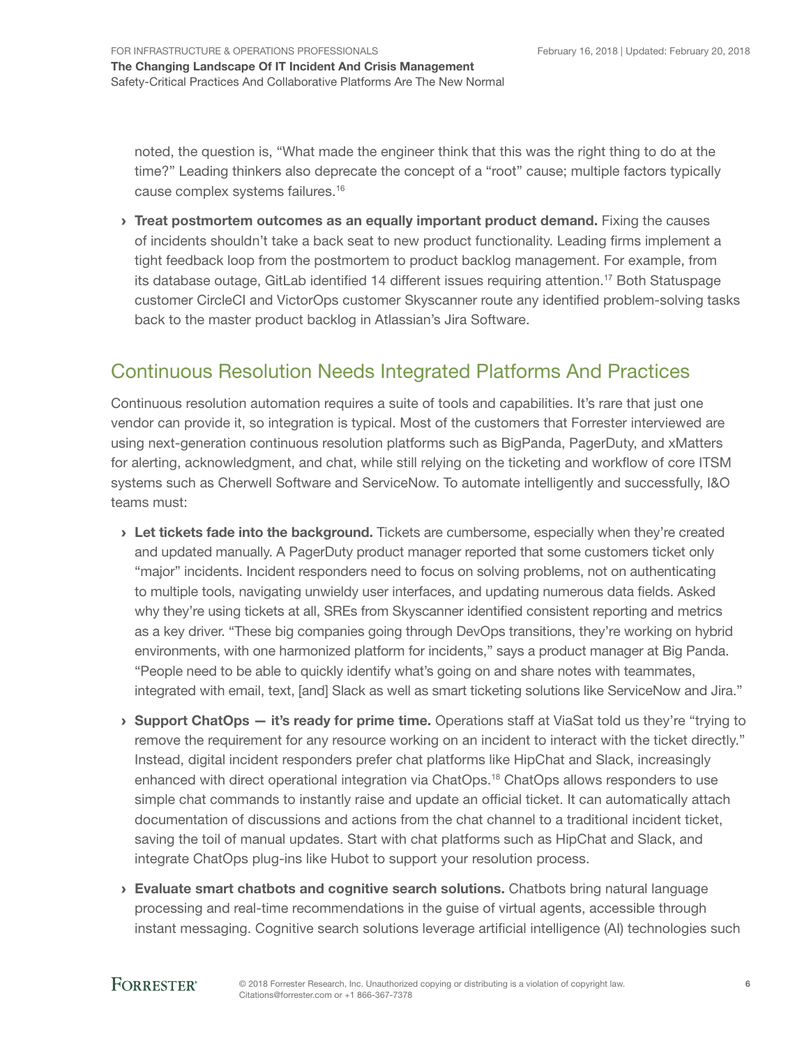noted, the question is, "What made the engineer think that this was the right thing to do at the time?" Leading thinkers also deprecate the concept of a "root" cause; multiple factors typically cause complex systems failures.[16]

- **Treat postmortem outcomes as an equally important product demand.** Fixing the causes of incidents shouldn't take a back seat to new product functionality. Leading firms implement a tight feedback loop from the postmortem to product backlog management. For example, from its database outage, GitLab identified 14 different issues requiring attention.[17] Both Statuspage customer CircleCI and VictorOps customer Skyscanner route any identified problem-solving tasks back to the master product backlog in Atlassian's Jira Software.

## Continuous Resolution Needs Integrated Platforms And Practices

Continuous resolution automation requires a suite of tools and capabilities. It's rare that just one vendor can provide it, so integration is typical. Most of the customers that Forrester interviewed are using next-generation continuous resolution platforms such as BigPanda, PagerDuty, and xMatters for alerting, acknowledgment, and chat, while still relying on the ticketing and workflow of core ITSM systems such as Cherwell Software and ServiceNow. To automate intelligently and successfully, I&O teams must:

- **Let tickets fade into the background.** Tickets are cumbersome, especially when they're created and updated manually. A PagerDuty product manager reported that some customers ticket only "major" incidents. Incident responders need to focus on solving problems, not on authenticating to multiple tools, navigating unwieldy user interfaces, and updating numerous data fields. Asked why they're using tickets at all, SREs from Skyscanner identified consistent reporting and metrics as a key driver. "These big companies going through DevOps transitions, they're working on hybrid environments, with one harmonized platform for incidents," says a product manager at Big Panda. "People need to be able to quickly identify what's going on and share notes with teammates, integrated with email, text, [and] Slack as well as smart ticketing solutions like ServiceNow and Jira."

- **Support ChatOps — it's ready for prime time.** Operations staff at ViaSat told us they're "trying to remove the requirement for any resource working on an incident to interact with the ticket directly." Instead, digital incident responders prefer chat platforms like HipChat and Slack, increasingly enhanced with direct operational integration via ChatOps.[18] ChatOps allows responders to use simple chat commands to instantly raise and update an official ticket. It can automatically attach documentation of discussions and actions from the chat channel to a traditional incident ticket, saving the toil of manual updates. Start with chat platforms such as HipChat and Slack, and integrate ChatOps plug-ins like Hubot to support your resolution process.

- **Evaluate smart chatbots and cognitive search solutions.** Chatbots bring natural language processing and real-time recommendations in the guise of virtual agents, accessible through instant messaging. Cognitive search solutions leverage artificial intelligence (AI) technologies such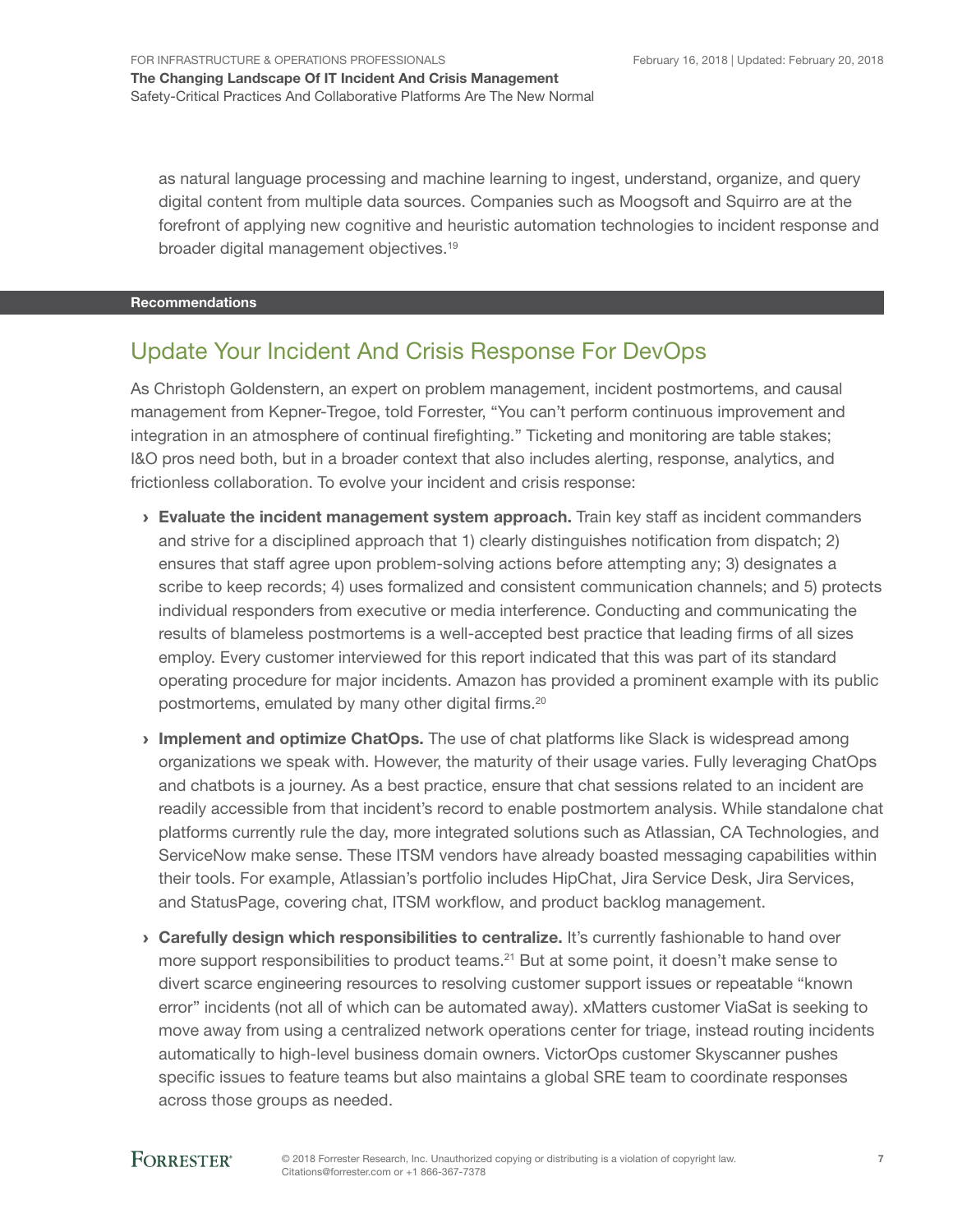as natural language processing and machine learning to ingest, understand, organize, and query digital content from multiple data sources. Companies such as Moogsoft and Squirro are at the forefront of applying new cognitive and heuristic automation technologies to incident response and broader digital management objectives.[19]

**Recommendations**

## Update Your Incident And Crisis Response For DevOps

As Christoph Goldenstern, an expert on problem management, incident postmortems, and causal management from Kepner-Tregoe, told Forrester, “You can’t perform continuous improvement and integration in an atmosphere of continual firefighting.” Ticketing and monitoring are table stakes; I&O pros need both, but in a broader context that also includes alerting, response, analytics, and frictionless collaboration. To evolve your incident and crisis response:

- **Evaluate the incident management system approach.** Train key staff as incident commanders and strive for a disciplined approach that 1) clearly distinguishes notification from dispatch; 2) ensures that staff agree upon problem-solving actions before attempting any; 3) designates a scribe to keep records; 4) uses formalized and consistent communication channels; and 5) protects individual responders from executive or media interference. Conducting and communicating the results of blameless postmortems is a well-accepted best practice that leading firms of all sizes employ. Every customer interviewed for this report indicated that this was part of its standard operating procedure for major incidents. Amazon has provided a prominent example with its public postmortems, emulated by many other digital firms.[20]

- **Implement and optimize ChatOps.** The use of chat platforms like Slack is widespread among organizations we speak with. However, the maturity of their usage varies. Fully leveraging ChatOps and chatbots is a journey. As a best practice, ensure that chat sessions related to an incident are readily accessible from that incident’s record to enable postmortem analysis. While standalone chat platforms currently rule the day, more integrated solutions such as Atlassian, CA Technologies, and ServiceNow make sense. These ITSM vendors have already boasted messaging capabilities within their tools. For example, Atlassian’s portfolio includes HipChat, Jira Service Desk, Jira Services, and StatusPage, covering chat, ITSM workflow, and product backlog management.

- **Carefully design which responsibilities to centralize.** It’s currently fashionable to hand over more support responsibilities to product teams.[21] But at some point, it doesn’t make sense to divert scarce engineering resources to resolving customer support issues or repeatable “known error” incidents (not all of which can be automated away). xMatters customer ViaSat is seeking to move away from using a centralized network operations center for triage, instead routing incidents automatically to high-level business domain owners. VictorOps customer Skyscanner pushes specific issues to feature teams but also maintains a global SRE team to coordinate responses across those groups as needed.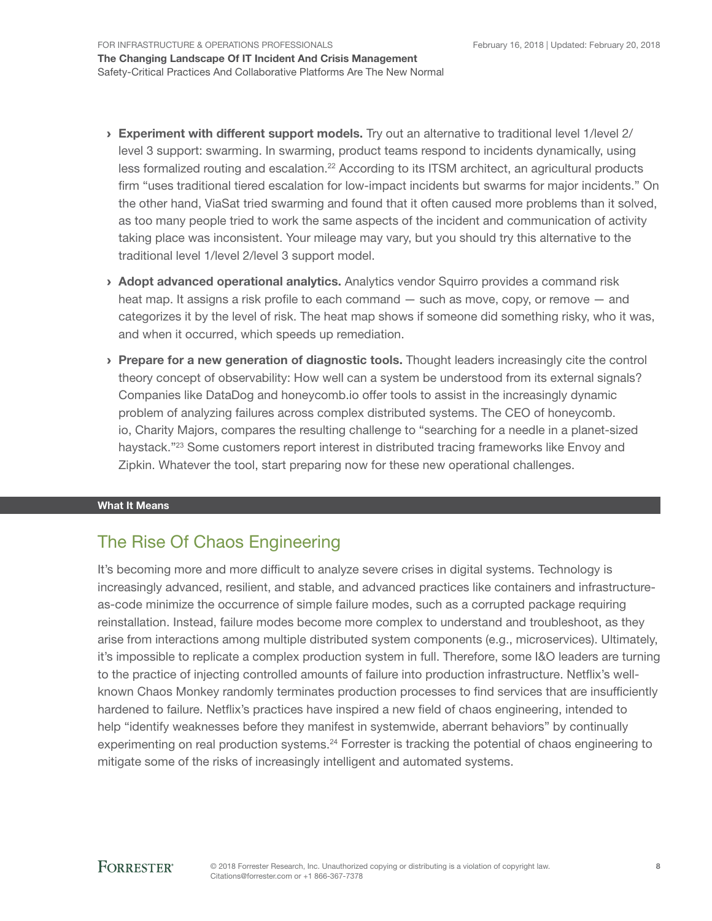- **Experiment with different support models.** Try out an alternative to traditional level 1/level 2/level 3 support: swarming. In swarming, product teams respond to incidents dynamically, using less formalized routing and escalation.[22] According to its ITSM architect, an agricultural products firm "uses traditional tiered escalation for low-impact incidents but swarms for major incidents." On the other hand, ViaSat tried swarming and found that it often caused more problems than it solved, as too many people tried to work the same aspects of the incident and communication of activity taking place was inconsistent. Your mileage may vary, but you should try this alternative to the traditional level 1/level 2/level 3 support model.

- **Adopt advanced operational analytics.** Analytics vendor Squirro provides a command risk heat map. It assigns a risk profile to each command — such as move, copy, or remove — and categorizes it by the level of risk. The heat map shows if someone did something risky, who it was, and when it occurred, which speeds up remediation.

- **Prepare for a new generation of diagnostic tools.** Thought leaders increasingly cite the control theory concept of observability: How well can a system be understood from its external signals? Companies like DataDog and honeycomb.io offer tools to assist in the increasingly dynamic problem of analyzing failures across complex distributed systems. The CEO of honeycomb.io, Charity Majors, compares the resulting challenge to "searching for a needle in a planet-sized haystack."[23] Some customers report interest in distributed tracing frameworks like Envoy and Zipkin. Whatever the tool, start preparing now for these new operational challenges.

**What It Means**

## The Rise Of Chaos Engineering

It's becoming more and more difficult to analyze severe crises in digital systems. Technology is increasingly advanced, resilient, and stable, and advanced practices like containers and infrastructure-as-code minimize the occurrence of simple failure modes, such as a corrupted package requiring reinstallation. Instead, failure modes become more complex to understand and troubleshoot, as they arise from interactions among multiple distributed system components (e.g., microservices). Ultimately, it's impossible to replicate a complex production system in full. Therefore, some I&O leaders are turning to the practice of injecting controlled amounts of failure into production infrastructure. Netflix's well-known Chaos Monkey randomly terminates production processes to find services that are insufficiently hardened to failure. Netflix's practices have inspired a new field of chaos engineering, intended to help "identify weaknesses before they manifest in systemwide, aberrant behaviors" by continually experimenting on real production systems.[24] Forrester is tracking the potential of chaos engineering to mitigate some of the risks of increasingly intelligent and automated systems.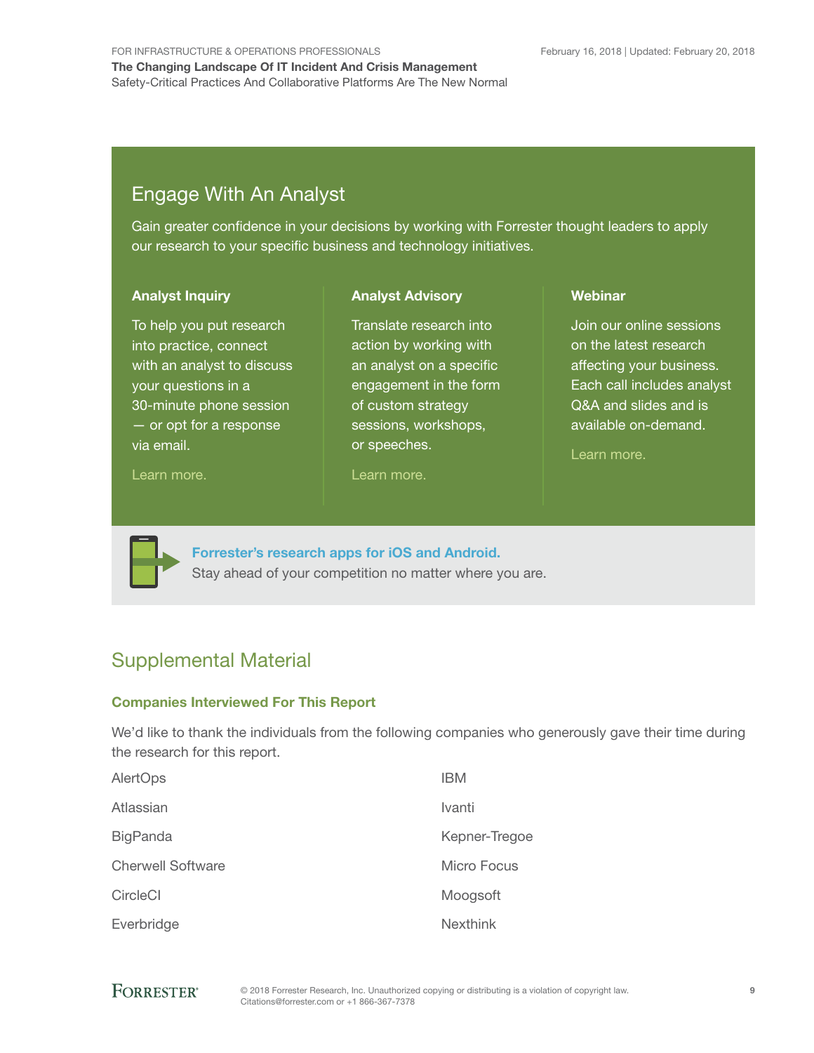## Engage With An Analyst

Gain greater confidence in your decisions by working with Forrester thought leaders to apply our research to your specific business and technology initiatives.

### Analyst Inquiry

To help you put research into practice, connect with an analyst to discuss your questions in a 30-minute phone session — or opt for a response via email.

Learn more.

### Analyst Advisory

Translate research into action by working with an analyst on a specific engagement in the form of custom strategy sessions, workshops, or speeches.

Learn more.

### Webinar

Join our online sessions on the latest research affecting your business. Each call includes analyst Q&A and slides and is available on-demand.

Learn more.

**Forrester's research apps for iOS and Android.**
Stay ahead of your competition no matter where you are.

## Supplemental Material

### Companies Interviewed For This Report

We'd like to thank the individuals from the following companies who generously gave their time during the research for this report.

AlertOps

Atlassian

BigPanda

Cherwell Software

CircleCI

Everbridge

IBM

Ivanti

Kepner-Tregoe

Micro Focus

Moogsoft

Nexthink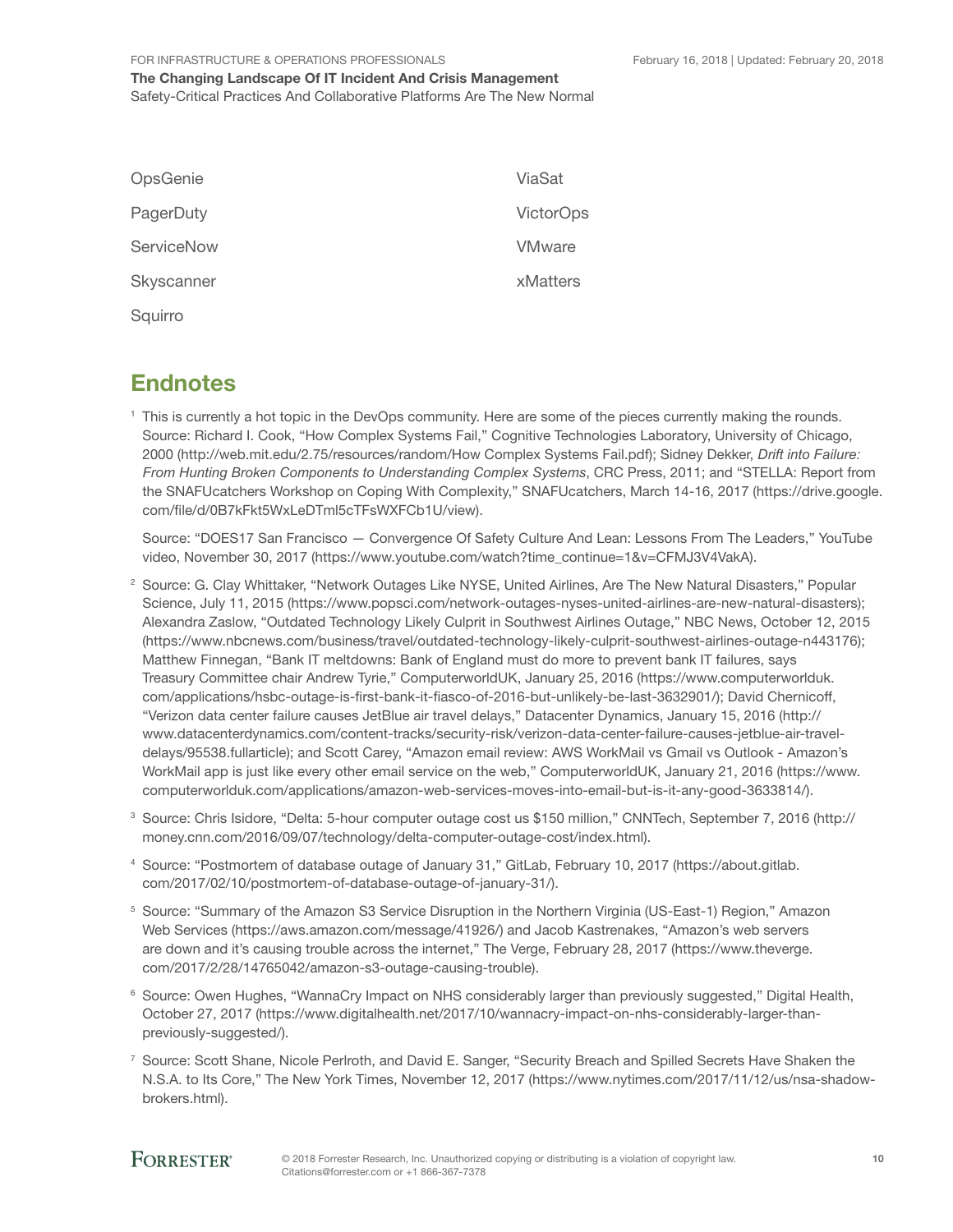OpsGenie

PagerDuty

ServiceNow

Skyscanner

Squirro

ViaSat

VictorOps

VMware

xMatters

## Endnotes

[1] This is currently a hot topic in the DevOps community. Here are some of the pieces currently making the rounds. Source: Richard I. Cook, "How Complex Systems Fail," Cognitive Technologies Laboratory, University of Chicago, 2000 (http://web.mit.edu/2.75/resources/random/How Complex Systems Fail.pdf); Sidney Dekker, *Drift into Failure: From Hunting Broken Components to Understanding Complex Systems*, CRC Press, 2011; and "STELLA: Report from the SNAFUcatchers Workshop on Coping With Complexity," SNAFUcatchers, March 14-16, 2017 (https://drive.google.com/file/d/0B7kFkt5WxLeDTml5cTFsWXFCb1U/view).

Source: "DOES17 San Francisco — Convergence Of Safety Culture And Lean: Lessons From The Leaders," YouTube video, November 30, 2017 (https://www.youtube.com/watch?time_continue=1&v=CFMJ3V4VakA).

[2] Source: G. Clay Whittaker, "Network Outages Like NYSE, United Airlines, Are The New Natural Disasters," Popular Science, July 11, 2015 (https://www.popsci.com/network-outages-nyses-united-airlines-are-new-natural-disasters); Alexandra Zaslow, "Outdated Technology Likely Culprit in Southwest Airlines Outage," NBC News, October 12, 2015 (https://www.nbcnews.com/business/travel/outdated-technology-likely-culprit-southwest-airlines-outage-n443176); Matthew Finnegan, "Bank IT meltdowns: Bank of England must do more to prevent bank IT failures, says Treasury Committee chair Andrew Tyrie," ComputerworldUK, January 25, 2016 (https://www.computerworlduk.com/applications/hsbc-outage-is-first-bank-it-fiasco-of-2016-but-unlikely-be-last-3632901/); David Chernicoff, "Verizon data center failure causes JetBlue air travel delays," Datacenter Dynamics, January 15, 2016 (http://www.datacenterdynamics.com/content-tracks/security-risk/verizon-data-center-failure-causes-jetblue-air-travel-delays/95538.fullarticle); and Scott Carey, "Amazon email review: AWS WorkMail vs Gmail vs Outlook - Amazon's WorkMail app is just like every other email service on the web," ComputerworldUK, January 21, 2016 (https://www.computerworlduk.com/applications/amazon-web-services-moves-into-email-but-is-it-any-good-3633814/).

[3] Source: Chris Isidore, "Delta: 5-hour computer outage cost us $150 million," CNNTech, September 7, 2016 (http://money.cnn.com/2016/09/07/technology/delta-computer-outage-cost/index.html).

[4] Source: "Postmortem of database outage of January 31," GitLab, February 10, 2017 (https://about.gitlab.com/2017/02/10/postmortem-of-database-outage-of-january-31/).

[5] Source: "Summary of the Amazon S3 Service Disruption in the Northern Virginia (US-East-1) Region," Amazon Web Services (https://aws.amazon.com/message/41926/) and Jacob Kastrenakes, "Amazon's web servers are down and it's causing trouble across the internet," The Verge, February 28, 2017 (https://www.theverge.com/2017/2/28/14765042/amazon-s3-outage-causing-trouble).

[6] Source: Owen Hughes, "WannaCry Impact on NHS considerably larger than previously suggested," Digital Health, October 27, 2017 (https://www.digitalhealth.net/2017/10/wannacry-impact-on-nhs-considerably-larger-than-previously-suggested/).

[7] Source: Scott Shane, Nicole Perlroth, and David E. Sanger, "Security Breach and Spilled Secrets Have Shaken the N.S.A. to Its Core," The New York Times, November 12, 2017 (https://www.nytimes.com/2017/11/12/us/nsa-shadow-brokers.html).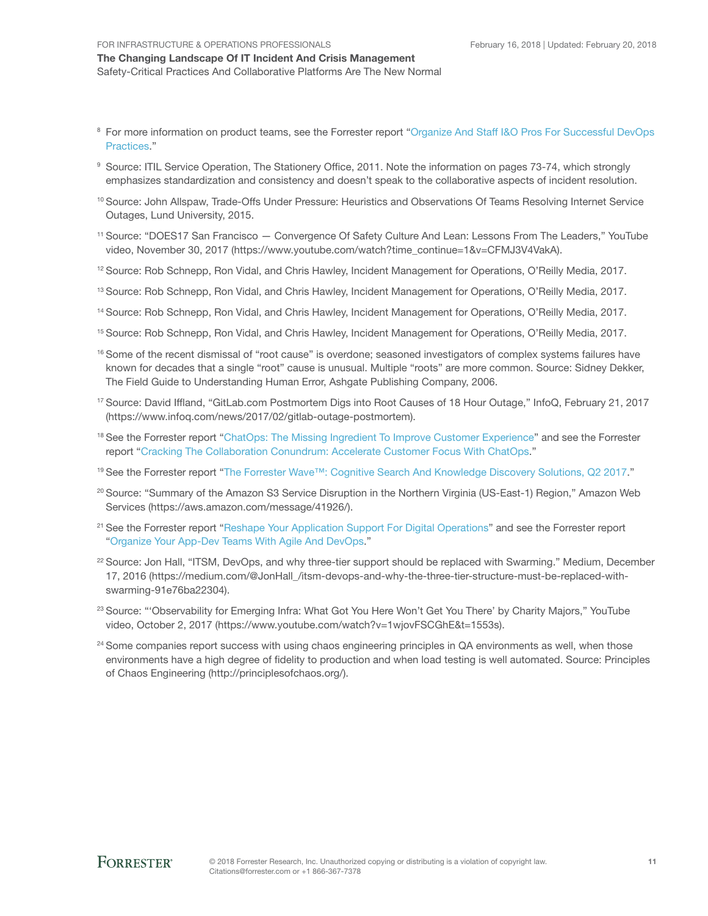[8] For more information on product teams, see the Forrester report "Organize And Staff I&O Pros For Successful DevOps Practices."

[9] Source: ITIL Service Operation, The Stationery Office, 2011. Note the information on pages 73-74, which strongly emphasizes standardization and consistency and doesn't speak to the collaborative aspects of incident resolution.

[10] Source: John Allspaw, Trade-Offs Under Pressure: Heuristics and Observations Of Teams Resolving Internet Service Outages, Lund University, 2015.

[11] Source: "DOES17 San Francisco — Convergence Of Safety Culture And Lean: Lessons From The Leaders," YouTube video, November 30, 2017 (https://www.youtube.com/watch?time_continue=1&v=CFMJ3V4VakA).

[12] Source: Rob Schnepp, Ron Vidal, and Chris Hawley, Incident Management for Operations, O'Reilly Media, 2017.

[13] Source: Rob Schnepp, Ron Vidal, and Chris Hawley, Incident Management for Operations, O'Reilly Media, 2017.

[14] Source: Rob Schnepp, Ron Vidal, and Chris Hawley, Incident Management for Operations, O'Reilly Media, 2017.

[15] Source: Rob Schnepp, Ron Vidal, and Chris Hawley, Incident Management for Operations, O'Reilly Media, 2017.

[16] Some of the recent dismissal of "root cause" is overdone; seasoned investigators of complex systems failures have known for decades that a single "root" cause is unusual. Multiple "roots" are more common. Source: Sidney Dekker, The Field Guide to Understanding Human Error, Ashgate Publishing Company, 2006.

[17] Source: David Iffland, "GitLab.com Postmortem Digs into Root Causes of 18 Hour Outage," InfoQ, February 21, 2017 (https://www.infoq.com/news/2017/02/gitlab-outage-postmortem).

[18] See the Forrester report "ChatOps: The Missing Ingredient To Improve Customer Experience" and see the Forrester report "Cracking The Collaboration Conundrum: Accelerate Customer Focus With ChatOps."

[19] See the Forrester report "The Forrester Wave™: Cognitive Search And Knowledge Discovery Solutions, Q2 2017."

[20] Source: "Summary of the Amazon S3 Service Disruption in the Northern Virginia (US-East-1) Region," Amazon Web Services (https://aws.amazon.com/message/41926/).

[21] See the Forrester report "Reshape Your Application Support For Digital Operations" and see the Forrester report "Organize Your App-Dev Teams With Agile And DevOps."

[22] Source: Jon Hall, "ITSM, DevOps, and why three-tier support should be replaced with Swarming." Medium, December 17, 2016 (https://medium.com/@JonHall_/itsm-devops-and-why-the-three-tier-structure-must-be-replaced-with-swarming-91e76ba22304).

[23] Source: "'Observability for Emerging Infra: What Got You Here Won't Get You There' by Charity Majors," YouTube video, October 2, 2017 (https://www.youtube.com/watch?v=1wjovFSCGhE&t=1553s).

[24] Some companies report success with using chaos engineering principles in QA environments as well, when those environments have a high degree of fidelity to production and when load testing is well automated. Source: Principles of Chaos Engineering (http://principlesofchaos.org/).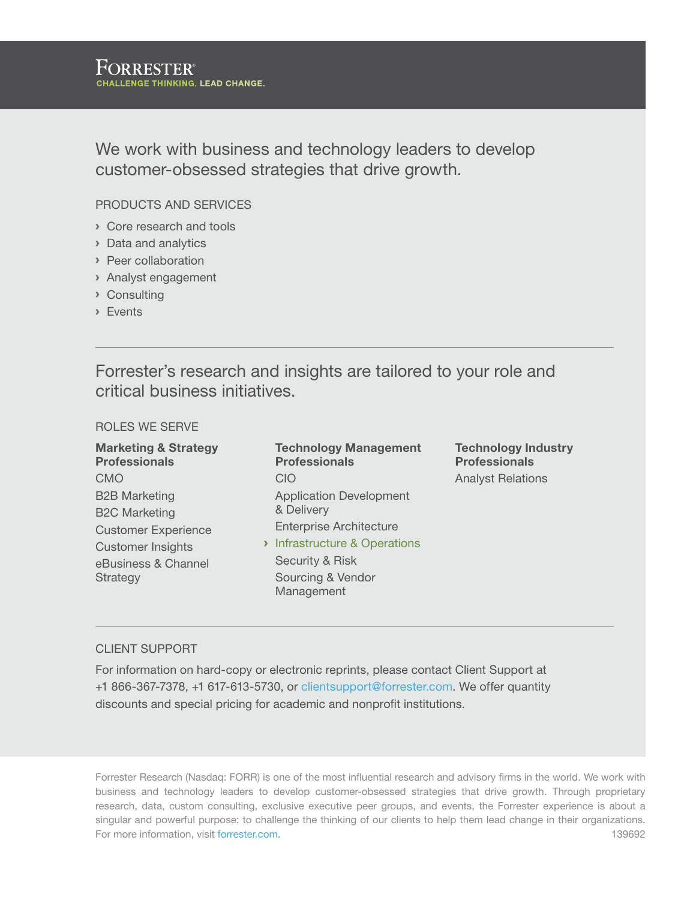FORRESTER®

CHALLENGE THINKING. LEAD CHANGE.

## We work with business and technology leaders to develop customer-obsessed strategies that drive growth.

### PRODUCTS AND SERVICES

- Core research and tools
- Data and analytics
- Peer collaboration
- Analyst engagement
- Consulting
- Events

## Forrester's research and insights are tailored to your role and critical business initiatives.

### ROLES WE SERVE

**Marketing & Strategy Professionals**

CMO

B2B Marketing

B2C Marketing

Customer Experience

Customer Insights

eBusiness & Channel Strategy

**Technology Management Professionals**

CIO

Application Development & Delivery

Enterprise Architecture

› Infrastructure & Operations

Security & Risk

Sourcing & Vendor Management

**Technology Industry Professionals**

Analyst Relations

### CLIENT SUPPORT

For information on hard-copy or electronic reprints, please contact Client Support at +1 866-367-7378, +1 617-613-5730, or clientsupport@forrester.com. We offer quantity discounts and special pricing for academic and nonprofit institutions.

Forrester Research (Nasdaq: FORR) is one of the most influential research and advisory firms in the world. We work with business and technology leaders to develop customer-obsessed strategies that drive growth. Through proprietary research, data, custom consulting, exclusive executive peer groups, and events, the Forrester experience is about a singular and powerful purpose: to challenge the thinking of our clients to help them lead change in their organizations. For more information, visit forrester.com.

139692